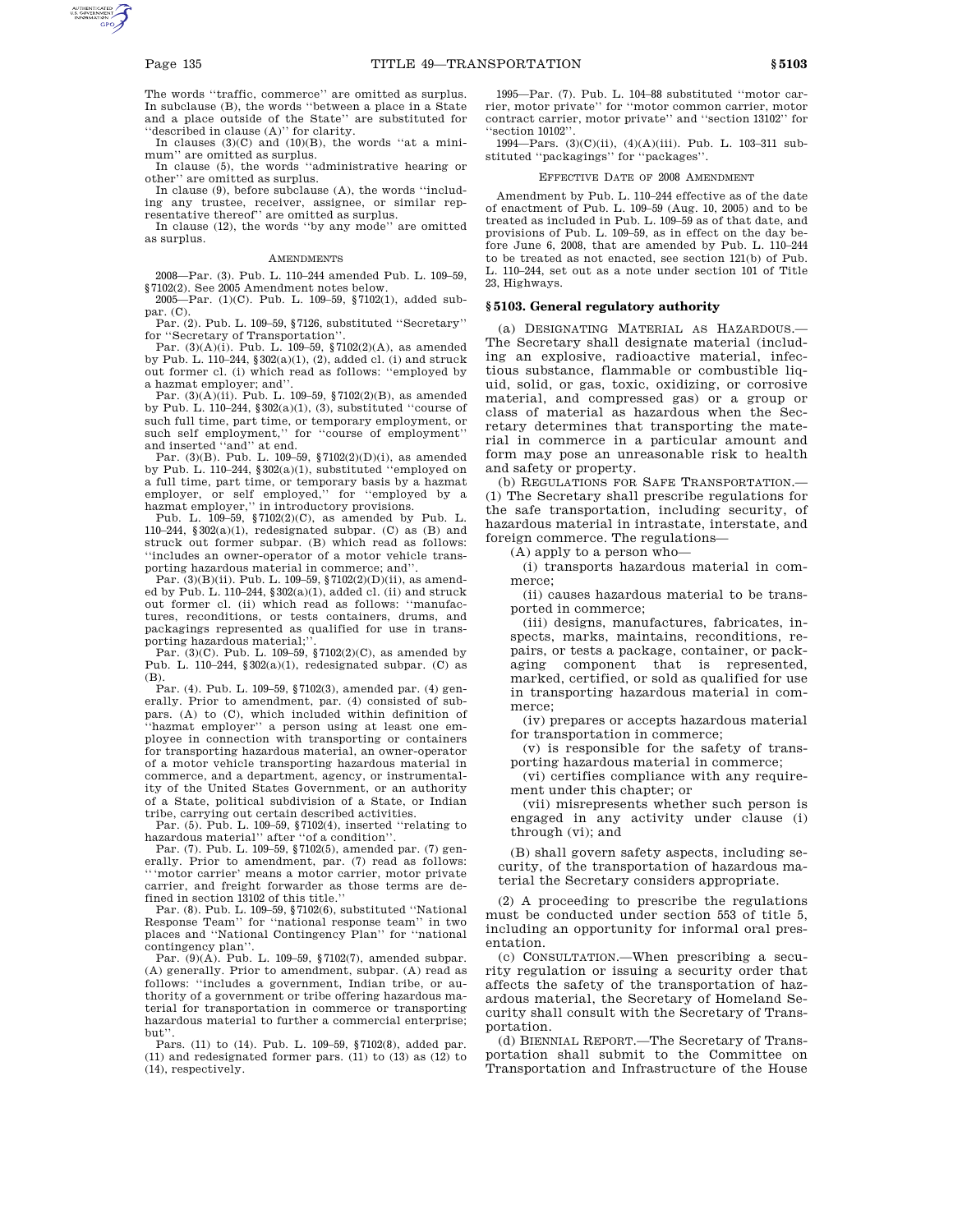The words ''traffic, commerce'' are omitted as surplus. In subclause (B), the words ''between a place in a State and a place outside of the State'' are substituted for ''described in clause (A)'' for clarity.

In clauses (3)(C) and (10)(B), the words ''at a minimum'' are omitted as surplus.

In clause (5), the words ''administrative hearing or other'' are omitted as surplus.

In clause (9), before subclause (A), the words ''including any trustee, receiver, assignee, or similar representative thereof'' are omitted as surplus.

In clause (12), the words ''by any mode'' are omitted as surplus.

AMENDMENTS

2008—Par. (3). Pub. L. 110–244 amended Pub. L. 109–59, §7102(2). See 2005 Amendment notes below.

2005—Par. (1)(C). Pub. L. 109–59, §7102(1), added subpar. (C).

Par. (2). Pub. L. 109–59, §7126, substituted ''Secretary'' for ''Secretary of Transportation''.

Par. (3)(A)(i). Pub. L. 109–59, §7102(2)(A), as amended by Pub. L. 110–244, §302(a)(1), (2), added cl. (i) and struck out former cl. (i) which read as follows: ''employed by a hazmat employer; and''.

Par. (3)(A)(ii). Pub. L. 109–59, §7102(2)(B), as amended by Pub. L. 110–244, §302(a)(1), (3), substituted ''course of such full time, part time, or temporary employment, or such self employment,'' for ''course of employment'' and inserted ''and'' at end.

Par. (3)(B). Pub. L. 109–59, §7102(2)(D)(i), as amended by Pub. L. 110–244, §302(a)(1), substituted ''employed on a full time, part time, or temporary basis by a hazmat employer, or self employed,'' for ''employed by a hazmat employer,'' in introductory provisions.

Pub. L. 109–59, §7102(2)(C), as amended by Pub. L. 110–244, §302(a)(1), redesignated subpar. (C) as (B) and struck out former subpar. (B) which read as follows: ''includes an owner-operator of a motor vehicle transporting hazardous material in commerce; and''.

Par. (3)(B)(ii). Pub. L. 109–59, §7102(2)(D)(ii), as amended by Pub. L. 110–244, §302(a)(1), added cl. (ii) and struck out former cl. (ii) which read as follows: ''manufactures, reconditions, or tests containers, drums, and packagings represented as qualified for use in transporting hazardous material;''.

Par. (3)(C). Pub. L. 109–59, §7102(2)(C), as amended by Pub. L. 110–244, §302(a)(1), redesignated subpar. (C) as (B).

Par. (4). Pub. L. 109–59, §7102(3), amended par. (4) generally. Prior to amendment, par. (4) consisted of subpars. (A) to (C), which included within definition of ''hazmat employer'' a person using at least one employee in connection with transporting or containers for transporting hazardous material, an owner-operator of a motor vehicle transporting hazardous material in commerce, and a department, agency, or instrumentality of the United States Government, or an authority of a State, political subdivision of a State, or Indian tribe, carrying out certain described activities.

Par. (5). Pub. L. 109–59, §7102(4), inserted ''relating to hazardous material'' after ''of a condition''.

Par. (7). Pub. L. 109–59, §7102(5), amended par. (7) generally. Prior to amendment, par. (7) read as follows: '''motor carrier' means a motor carrier, motor private carrier, and freight forwarder as those terms are defined in section 13102 of this title.''

Par. (8). Pub. L. 109–59, §7102(6), substituted ''National Response Team'' for ''national response team'' in two places and ''National Contingency Plan'' for ''national contingency plan''.

Par. (9)(A). Pub. L. 109–59, §7102(7), amended subpar. (A) generally. Prior to amendment, subpar. (A) read as follows: ''includes a government, Indian tribe, or authority of a government or tribe offering hazardous material for transportation in commerce or transporting hazardous material to further a commercial enterprise; but''.

Pars. (11) to (14). Pub. L. 109–59, §7102(8), added par. (11) and redesignated former pars. (11) to (13) as (12) to (14), respectively.

1995—Par. (7). Pub. L. 104–88 substituted ''motor carrier, motor private'' for ''motor common carrier, motor contract carrier, motor private'' and ''section 13102'' for ''section 10102''.

1994—Pars. (3)(C)(ii), (4)(A)(iii). Pub. L. 103–311 substituted ''packagings'' for ''packages''.

EFFECTIVE DATE OF 2008 AMENDMENT

Amendment by Pub. L. 110–244 effective as of the date of enactment of Pub. L. 109–59 (Aug. 10, 2005) and to be treated as included in Pub. L. 109–59 as of that date, and provisions of Pub. L. 109–59, as in effect on the day before June 6, 2008, that are amended by Pub. L. 110–244 to be treated as not enacted, see section 121(b) of Pub. L. 110–244, set out as a note under section 101 of Title 23, Highways.

## §5103. General regulatory authority

(a) DESIGNATING MATERIAL AS HAZARDOUS.—The Secretary shall designate material (including an explosive, radioactive material, infectious substance, flammable or combustible liquid, solid, or gas, toxic, oxidizing, or corrosive material, and compressed gas) or a group or class of material as hazardous when the Secretary determines that transporting the material in commerce in a particular amount and form may pose an unreasonable risk to health and safety or property.

(b) REGULATIONS FOR SAFE TRANSPORTATION.—(1) The Secretary shall prescribe regulations for the safe transportation, including security, of hazardous material in intrastate, interstate, and foreign commerce. The regulations—

(A) apply to a person who—

(i) transports hazardous material in commerce;

(ii) causes hazardous material to be transported in commerce;

(iii) designs, manufactures, fabricates, inspects, marks, maintains, reconditions, repairs, or tests a package, container, or packaging component that is represented, marked, certified, or sold as qualified for use in transporting hazardous material in commerce;

(iv) prepares or accepts hazardous material for transportation in commerce;

(v) is responsible for the safety of transporting hazardous material in commerce;

(vi) certifies compliance with any requirement under this chapter; or

(vii) misrepresents whether such person is engaged in any activity under clause (i) through (vi); and

(B) shall govern safety aspects, including security, of the transportation of hazardous material the Secretary considers appropriate.

(2) A proceeding to prescribe the regulations must be conducted under section 553 of title 5, including an opportunity for informal oral presentation.

(c) CONSULTATION.—When prescribing a security regulation or issuing a security order that affects the safety of the transportation of hazardous material, the Secretary of Homeland Security shall consult with the Secretary of Transportation.

(d) BIENNIAL REPORT.—The Secretary of Transportation shall submit to the Committee on Transportation and Infrastructure of the House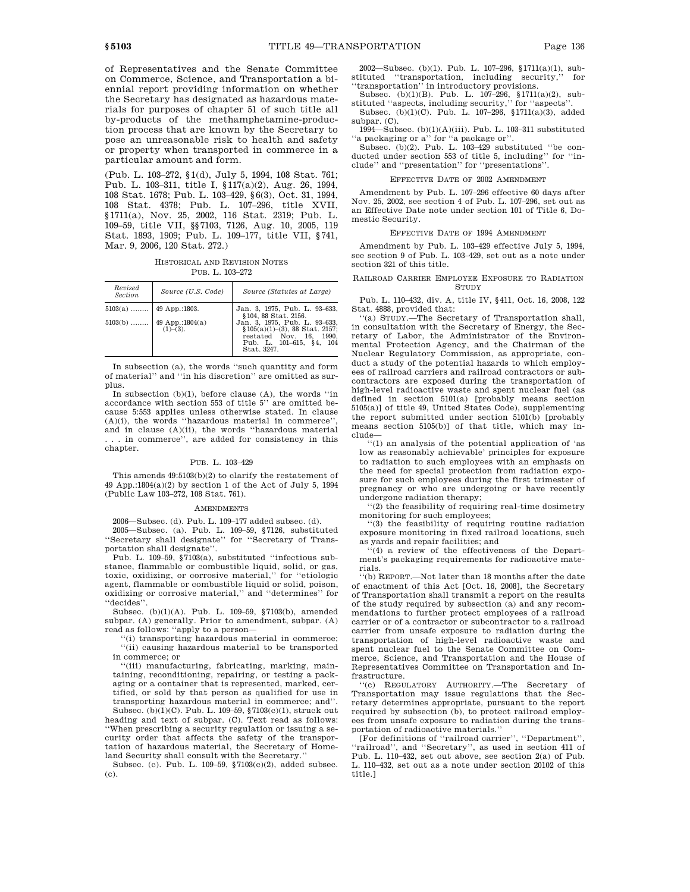of Representatives and the Senate Committee on Commerce, Science, and Transportation a biennial report providing information on whether the Secretary has designated as hazardous materials for purposes of chapter 51 of such title all by-products of the methamphetamine-production process that are known by the Secretary to pose an unreasonable risk to health and safety or property when transported in commerce in a particular amount and form.

(Pub. L. 103–272, §1(d), July 5, 1994, 108 Stat. 761; Pub. L. 103–311, title I, §117(a)(2), Aug. 26, 1994, 108 Stat. 1678; Pub. L. 103–429, §6(3), Oct. 31, 1994, 108 Stat. 4378; Pub. L. 107–296, title XVII, §1711(a), Nov. 25, 2002, 116 Stat. 2319; Pub. L. 109–59, title VII, §§7103, 7126, Aug. 10, 2005, 119 Stat. 1893, 1909; Pub. L. 109–177, title VII, §741, Mar. 9, 2006, 120 Stat. 272.)

HISTORICAL AND REVISION NOTES

PUB. L. 103–272

| *Revised Section* | *Source (U.S. Code)* | *Source (Statutes at Large)* |
|---|---|---|
| 5103(a) ........ | 49 App.:1803. | Jan. 3, 1975, Pub. L. 93–633, §104, 88 Stat. 2156. |
| 5103(b) ........ | 49 App.:1804(a)(1)–(3). | Jan. 3, 1975, Pub. L. 93–633, §105(a)(1)–(3), 88 Stat. 2157; restated Nov. 16, 1990, Pub. L. 101–615, §4, 104 Stat. 3247. |

In subsection (a), the words "such quantity and form of material" and "in his discretion" are omitted as surplus.

In subsection (b)(1), before clause (A), the words "in accordance with section 553 of title 5" are omitted because 5:553 applies unless otherwise stated. In clause (A)(i), the words "hazardous material in commerce", and in clause (A)(ii), the words "hazardous material . . . in commerce", are added for consistency in this chapter.

PUB. L. 103–429

This amends 49:5103(b)(2) to clarify the restatement of 49 App.:1804(a)(2) by section 1 of the Act of July 5, 1994 (Public Law 103–272, 108 Stat. 761).

AMENDMENTS

2006—Subsec. (d). Pub. L. 109–177 added subsec. (d).

2005—Subsec. (a). Pub. L. 109–59, §7126, substituted "Secretary shall designate" for "Secretary of Transportation shall designate".

Pub. L. 109–59, §7103(a), substituted "infectious substance, flammable or combustible liquid, solid, or gas, toxic, oxidizing, or corrosive material," for "etiologic agent, flammable or combustible liquid or solid, poison, oxidizing or corrosive material," and "determines" for "decides".

Subsec. (b)(1)(A). Pub. L. 109–59, §7103(b), amended subpar. (A) generally. Prior to amendment, subpar. (A) read as follows: "apply to a person—

"(i) transporting hazardous material in commerce;

"(ii) causing hazardous material to be transported in commerce; or

"(iii) manufacturing, fabricating, marking, maintaining, reconditioning, repairing, or testing a packaging or a container that is represented, marked, certified, or sold by that person as qualified for use in transporting hazardous material in commerce; and".

Subsec. (b)(1)(C). Pub. L. 109–59, §7103(c)(1), struck out heading and text of subpar. (C). Text read as follows: "When prescribing a security regulation or issuing a security order that affects the safety of the transportation of hazardous material, the Secretary of Homeland Security shall consult with the Secretary."

Subsec. (c). Pub. L. 109–59, §7103(c)(2), added subsec. (c).

2002—Subsec. (b)(1). Pub. L. 107–296, §1711(a)(1), substituted "transportation, including security," for "transportation" in introductory provisions.

Subsec. (b)(1)(B). Pub. L. 107–296, §1711(a)(2), substituted "aspects, including security," for "aspects".

Subsec. (b)(1)(C). Pub. L. 107–296, §1711(a)(3), added subpar. (C).

1994—Subsec. (b)(1)(A)(iii). Pub. L. 103–311 substituted "a packaging or a" for "a package or".

Subsec. (b)(2). Pub. L. 103–429 substituted "be conducted under section 553 of title 5, including" for "include" and "presentation" for "presentations".

EFFECTIVE DATE OF 2002 AMENDMENT

Amendment by Pub. L. 107–296 effective 60 days after Nov. 25, 2002, see section 4 of Pub. L. 107–296, set out as an Effective Date note under section 101 of Title 6, Domestic Security.

EFFECTIVE DATE OF 1994 AMENDMENT

Amendment by Pub. L. 103–429 effective July 5, 1994, see section 9 of Pub. L. 103–429, set out as a note under section 321 of this title.

RAILROAD CARRIER EMPLOYEE EXPOSURE TO RADIATION STUDY

Pub. L. 110–432, div. A, title IV, §411, Oct. 16, 2008, 122 Stat. 4888, provided that:

"(a) STUDY.—The Secretary of Transportation shall, in consultation with the Secretary of Energy, the Secretary of Labor, the Administrator of the Environmental Protection Agency, and the Chairman of the Nuclear Regulatory Commission, as appropriate, conduct a study of the potential hazards to which employees of railroad carriers and railroad contractors or subcontractors are exposed during the transportation of high-level radioactive waste and spent nuclear fuel (as defined in section 5101(a) [probably means section 5105(a)] of title 49, United States Code), supplementing the report submitted under section 5101(b) [probably means section 5105(b)] of that title, which may include—

"(1) an analysis of the potential application of 'as low as reasonably achievable' principles for exposure to radiation to such employees with an emphasis on the need for special protection from radiation exposure for such employees during the first trimester of pregnancy or who are undergoing or have recently undergone radiation therapy;

"(2) the feasibility of requiring real-time dosimetry monitoring for such employees;

"(3) the feasibility of requiring routine radiation exposure monitoring in fixed railroad locations, such as yards and repair facilities; and

"(4) a review of the effectiveness of the Department's packaging requirements for radioactive materials.

"(b) REPORT.—Not later than 18 months after the date of enactment of this Act [Oct. 16, 2008], the Secretary of Transportation shall transmit a report on the results of the study required by subsection (a) and any recommendations to further protect employees of a railroad carrier or of a contractor or subcontractor to a railroad carrier from unsafe exposure to radiation during the transportation of high-level radioactive waste and spent nuclear fuel to the Senate Committee on Commerce, Science, and Transportation and the House of Representatives Committee on Transportation and Infrastructure.

"(c) REGULATORY AUTHORITY.—The Secretary of Transportation may issue regulations that the Secretary determines appropriate, pursuant to the report required by subsection (b), to protect railroad employees from unsafe exposure to radiation during the transportation of radioactive materials."

[For definitions of "railroad carrier", "Department", "railroad", and "Secretary", as used in section 411 of Pub. L. 110–432, set out above, see section 2(a) of Pub. L. 110–432, set out as a note under section 20102 of this title.]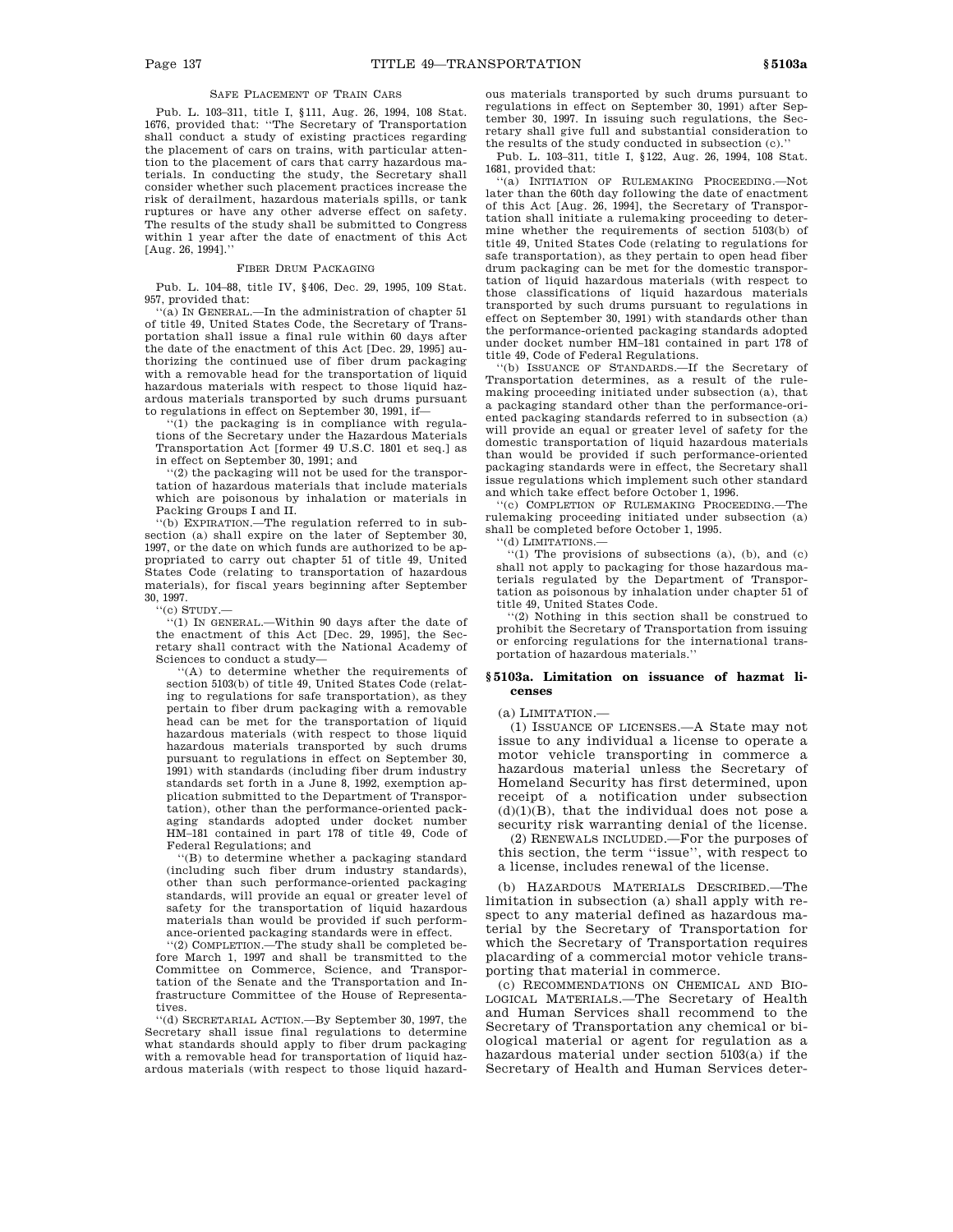SAFE PLACEMENT OF TRAIN CARS

Pub. L. 103–311, title I, §111, Aug. 26, 1994, 108 Stat. 1676, provided that: ''The Secretary of Transportation shall conduct a study of existing practices regarding the placement of cars on trains, with particular attention to the placement of cars that carry hazardous materials. In conducting the study, the Secretary shall consider whether such placement practices increase the risk of derailment, hazardous materials spills, or tank ruptures or have any other adverse effect on safety. The results of the study shall be submitted to Congress within 1 year after the date of enactment of this Act [Aug. 26, 1994].''

FIBER DRUM PACKAGING

Pub. L. 104–88, title IV, §406, Dec. 29, 1995, 109 Stat. 957, provided that:

''(a) IN GENERAL.—In the administration of chapter 51 of title 49, United States Code, the Secretary of Transportation shall issue a final rule within 60 days after the date of the enactment of this Act [Dec. 29, 1995] authorizing the continued use of fiber drum packaging with a removable head for the transportation of liquid hazardous materials with respect to those liquid hazardous materials transported by such drums pursuant to regulations in effect on September 30, 1991, if—

''(1) the packaging is in compliance with regulations of the Secretary under the Hazardous Materials Transportation Act [former 49 U.S.C. 1801 et seq.] as in effect on September 30, 1991; and

''(2) the packaging will not be used for the transportation of hazardous materials that include materials which are poisonous by inhalation or materials in Packing Groups I and II.

''(b) EXPIRATION.—The regulation referred to in subsection (a) shall expire on the later of September 30, 1997, or the date on which funds are authorized to be appropriated to carry out chapter 51 of title 49, United States Code (relating to transportation of hazardous materials), for fiscal years beginning after September 30, 1997.

''(c) STUDY.—

''(1) IN GENERAL.—Within 90 days after the date of the enactment of this Act [Dec. 29, 1995], the Secretary shall contract with the National Academy of Sciences to conduct a study—

''(A) to determine whether the requirements of section 5103(b) of title 49, United States Code (relating to regulations for safe transportation), as they pertain to fiber drum packaging with a removable head can be met for the transportation of liquid hazardous materials (with respect to those liquid hazardous materials transported by such drums pursuant to regulations in effect on September 30, 1991) with standards (including fiber drum industry standards set forth in a June 8, 1992, exemption application submitted to the Department of Transportation), other than the performance-oriented packaging standards adopted under docket number HM–181 contained in part 178 of title 49, Code of Federal Regulations; and

''(B) to determine whether a packaging standard (including such fiber drum industry standards), other than such performance-oriented packaging standards, will provide an equal or greater level of safety for the transportation of liquid hazardous materials than would be provided if such performance-oriented packaging standards were in effect.

''(2) COMPLETION.—The study shall be completed before March 1, 1997 and shall be transmitted to the Committee on Commerce, Science, and Transportation of the Senate and the Transportation and Infrastructure Committee of the House of Representatives.

''(d) SECRETARIAL ACTION.—By September 30, 1997, the Secretary shall issue final regulations to determine what standards should apply to fiber drum packaging with a removable head for transportation of liquid hazardous materials (with respect to those liquid hazardous materials transported by such drums pursuant to regulations in effect on September 30, 1991) after September 30, 1997. In issuing such regulations, the Secretary shall give full and substantial consideration to the results of the study conducted in subsection (c).''

Pub. L. 103–311, title I, §122, Aug. 26, 1994, 108 Stat. 1681, provided that:

''(a) INITIATION OF RULEMAKING PROCEEDING.—Not later than the 60th day following the date of enactment of this Act [Aug. 26, 1994], the Secretary of Transportation shall initiate a rulemaking proceeding to determine whether the requirements of section 5103(b) of title 49, United States Code (relating to regulations for safe transportation), as they pertain to open head fiber drum packaging can be met for the domestic transportation of liquid hazardous materials (with respect to those classifications of liquid hazardous materials transported by such drums pursuant to regulations in effect on September 30, 1991) with standards other than the performance-oriented packaging standards adopted under docket number HM–181 contained in part 178 of title 49, Code of Federal Regulations.

''(b) ISSUANCE OF STANDARDS.—If the Secretary of Transportation determines, as a result of the rulemaking proceeding initiated under subsection (a), that a packaging standard other than the performance-oriented packaging standards referred to in subsection (a) will provide an equal or greater level of safety for the domestic transportation of liquid hazardous materials than would be provided if such performance-oriented packaging standards were in effect, the Secretary shall issue regulations which implement such other standard and which take effect before October 1, 1996.

''(c) COMPLETION OF RULEMAKING PROCEEDING.—The rulemaking proceeding initiated under subsection (a) shall be completed before October 1, 1995.

''(d) LIMITATIONS.—

''(1) The provisions of subsections (a), (b), and (c) shall not apply to packaging for those hazardous materials regulated by the Department of Transportation as poisonous by inhalation under chapter 51 of title 49, United States Code.

''(2) Nothing in this section shall be construed to prohibit the Secretary of Transportation from issuing or enforcing regulations for the international transportation of hazardous materials.''

## §5103a. Limitation on issuance of hazmat licenses

(a) LIMITATION.—

(1) ISSUANCE OF LICENSES.—A State may not issue to any individual a license to operate a motor vehicle transporting in commerce a hazardous material unless the Secretary of Homeland Security has first determined, upon receipt of a notification under subsection (d)(1)(B), that the individual does not pose a security risk warranting denial of the license.

(2) RENEWALS INCLUDED.—For the purposes of this section, the term ''issue'', with respect to a license, includes renewal of the license.

(b) HAZARDOUS MATERIALS DESCRIBED.—The limitation in subsection (a) shall apply with respect to any material defined as hazardous material by the Secretary of Transportation for which the Secretary of Transportation requires placarding of a commercial motor vehicle transporting that material in commerce.

(c) RECOMMENDATIONS ON CHEMICAL AND BIOLOGICAL MATERIALS.—The Secretary of Health and Human Services shall recommend to the Secretary of Transportation any chemical or biological material or agent for regulation as a hazardous material under section 5103(a) if the Secretary of Health and Human Services deter-